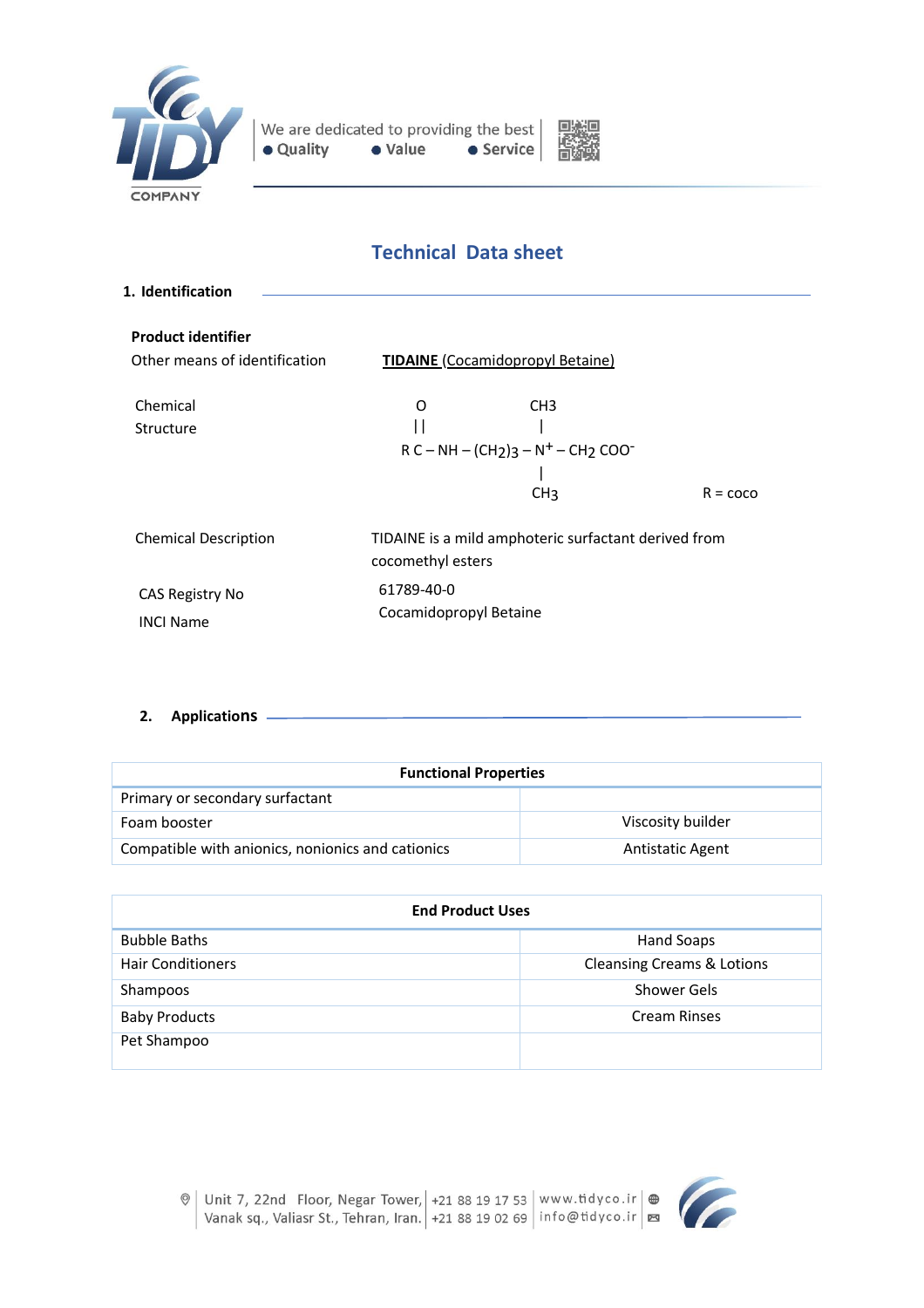# Technical Data sheet

## 1. Identification

**Product identifier**

Other means of identification — **TIDAINE** (Cocamidopropyl Betaine)

Chemical Structure

```
     O               CH3
     ||              |
R C – NH – (CH2)3 – N+ – CH2 COO-
                     |
                     CH3
```

R = coco

| | |
|---|---|
| Chemical Description | TIDAINE is a mild amphoteric surfactant derived from cocomethyl esters |
| CAS Registry No | 61789-40-0 |
| INCI Name | Cocamidopropyl Betaine |

## 2. Applications

| Functional Properties | |
|---|---|
| Primary or secondary surfactant | |
| Foam booster | Viscosity builder |
| Compatible with anionics, nonionics and cationics | Antistatic Agent |

| End Product Uses | |
|---|---|
| Bubble Baths | Hand Soaps |
| Hair Conditioners | Cleansing Creams & Lotions |
| Shampoos | Shower Gels |
| Baby Products | Cream Rinses |
| Pet Shampoo | |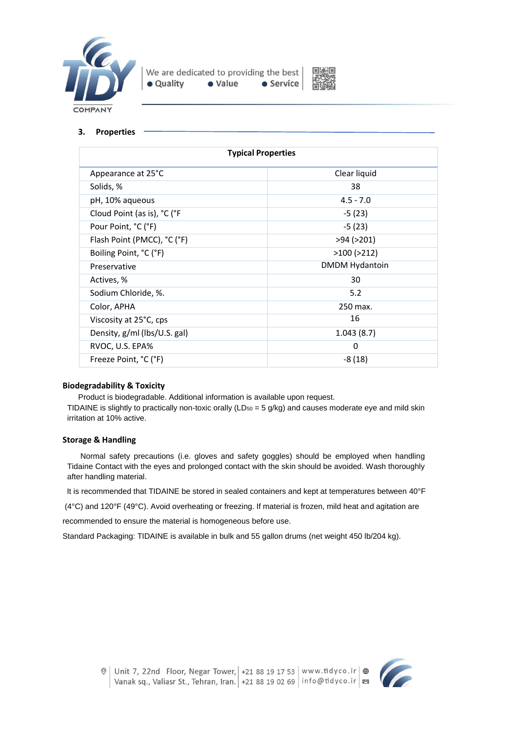## 3. Properties

| Typical Properties | |
|---|---|
| Appearance at 25°C | Clear liquid |
| Solids, % | 38 |
| pH, 10% aqueous | 4.5 - 7.0 |
| Cloud Point (as is), °C (°F | -5 (23) |
| Pour Point, °C (°F) | -5 (23) |
| Flash Point (PMCC), °C (°F) | >94 (>201) |
| Boiling Point, °C (°F) | >100 (>212) |
| Preservative | DMDM Hydantoin |
| Actives, % | 30 |
| Sodium Chloride, %. | 5.2 |
| Color, APHA | 250 max. |
| Viscosity at 25°C, cps | 16 |
| Density, g/ml (lbs/U.S. gal) | 1.043 (8.7) |
| RVOC, U.S. EPA% | 0 |
| Freeze Point, °C (°F) | -8 (18) |

### Biodegradability & Toxicity

Product is biodegradable. Additional information is available upon request.

TIDAINE is slightly to practically non-toxic orally ($LD_{50}$ = 5 g/kg) and causes moderate eye and mild skin irritation at 10% active.

### Storage & Handling

Normal safety precautions (i.e. gloves and safety goggles) should be employed when handling Tidaine Contact with the eyes and prolonged contact with the skin should be avoided. Wash thoroughly after handling material.

It is recommended that TIDAINE be stored in sealed containers and kept at temperatures between 40°F (4°C) and 120°F (49°C). Avoid overheating or freezing. If material is frozen, mild heat and agitation are recommended to ensure the material is homogeneous before use.

Standard Packaging: TIDAINE is available in bulk and 55 gallon drums (net weight 450 lb/204 kg).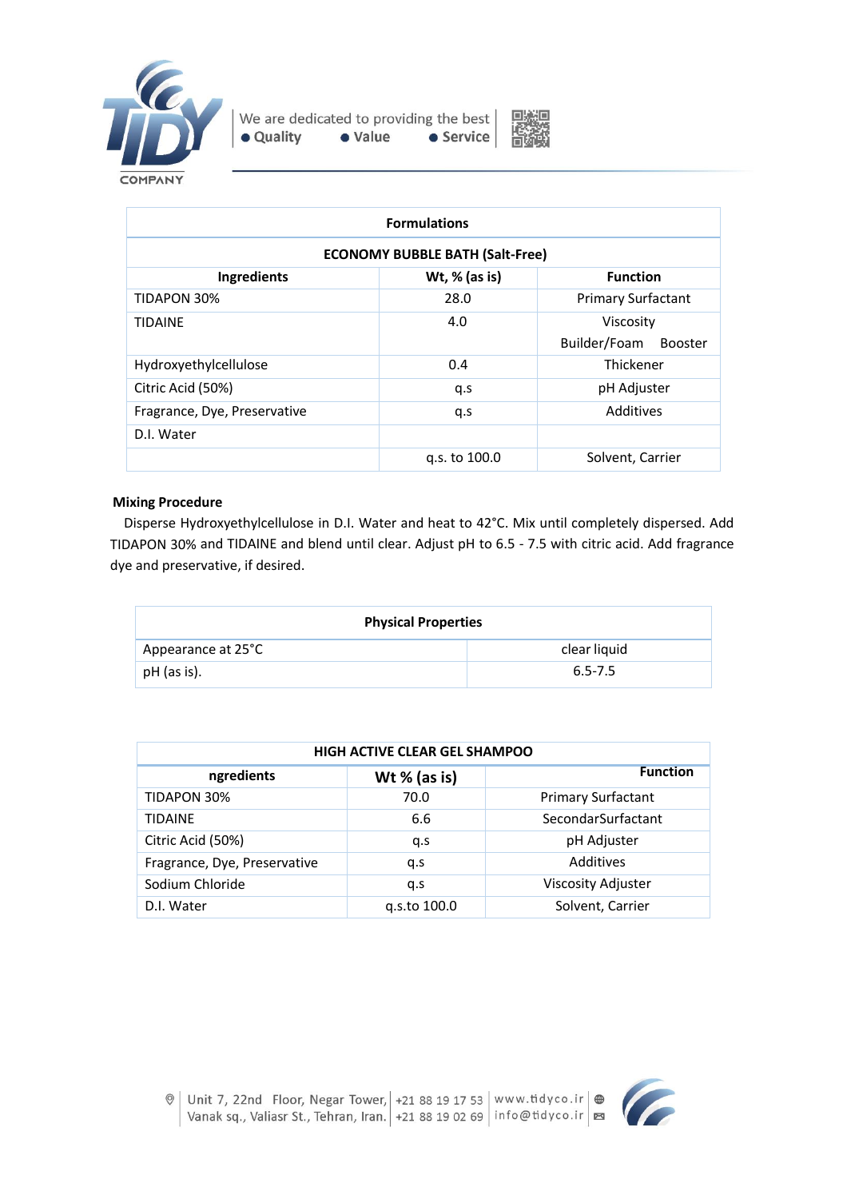| Formulations | | |
|---|---|---|
| **ECONOMY BUBBLE BATH (Salt-Free)** | | |
| **Ingredients** | **Wt, % (as is)** | **Function** |
| TIDAPON 30% | 28.0 | Primary Surfactant |
| TIDAINE | 4.0 | Viscosity Builder/Foam Booster |
| Hydroxyethylcellulose | 0.4 | Thickener |
| Citric Acid (50%) | q.s | pH Adjuster |
| Fragrance, Dye, Preservative | q.s | Additives |
| D.I. Water | | |
| | q.s. to 100.0 | Solvent, Carrier |

**Mixing Procedure**

Disperse Hydroxyethylcellulose in D.I. Water and heat to 42°C. Mix until completely dispersed. Add TIDAPON 30% and TIDAINE and blend until clear. Adjust pH to 6.5 - 7.5 with citric acid. Add fragrance dye and preservative, if desired.

| Physical Properties | |
|---|---|
| Appearance at 25°C | clear liquid |
| pH (as is). | 6.5-7.5 |

| HIGH ACTIVE CLEAR GEL SHAMPOO | | |
|---|---|---|
| **ngredients** | **Wt % (as is)** | **Function** |
| TIDAPON 30% | 70.0 | Primary Surfactant |
| TIDAINE | 6.6 | SecondarSurfactant |
| Citric Acid (50%) | q.s | pH Adjuster |
| Fragrance, Dye, Preservative | q.s | Additives |
| Sodium Chloride | q.s | Viscosity Adjuster |
| D.I. Water | q.s.to 100.0 | Solvent, Carrier |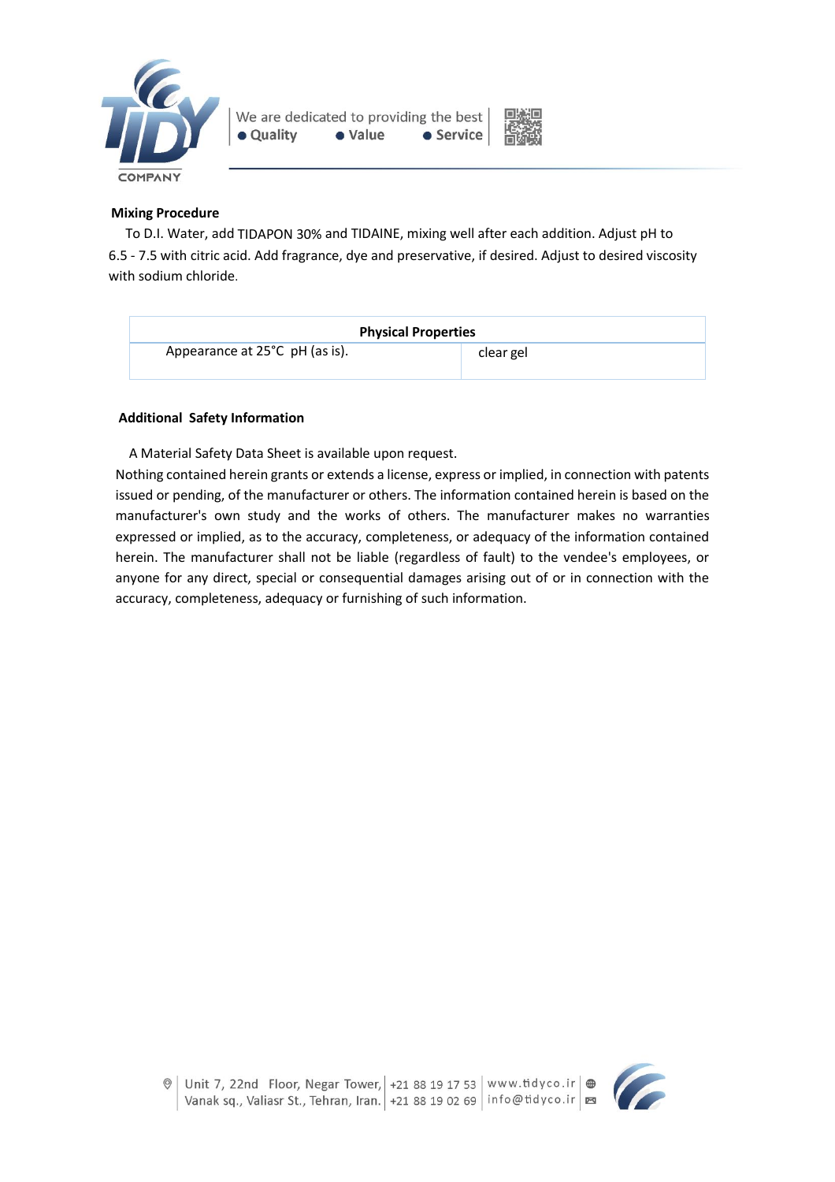**Mixing Procedure**

To D.I. Water, add TIDAPON 30% and TIDAINE, mixing well after each addition. Adjust pH to 6.5 - 7.5 with citric acid. Add fragrance, dye and preservative, if desired. Adjust to desired viscosity with sodium chloride.

| Physical Properties | |
|---|---|
| Appearance at 25°C pH (as is). | clear gel |

**Additional Safety Information**

A Material Safety Data Sheet is available upon request.

Nothing contained herein grants or extends a license, express or implied, in connection with patents issued or pending, of the manufacturer or others. The information contained herein is based on the manufacturer's own study and the works of others. The manufacturer makes no warranties expressed or implied, as to the accuracy, completeness, or adequacy of the information contained herein. The manufacturer shall not be liable (regardless of fault) to the vendee's employees, or anyone for any direct, special or consequential damages arising out of or in connection with the accuracy, completeness, adequacy or furnishing of such information.